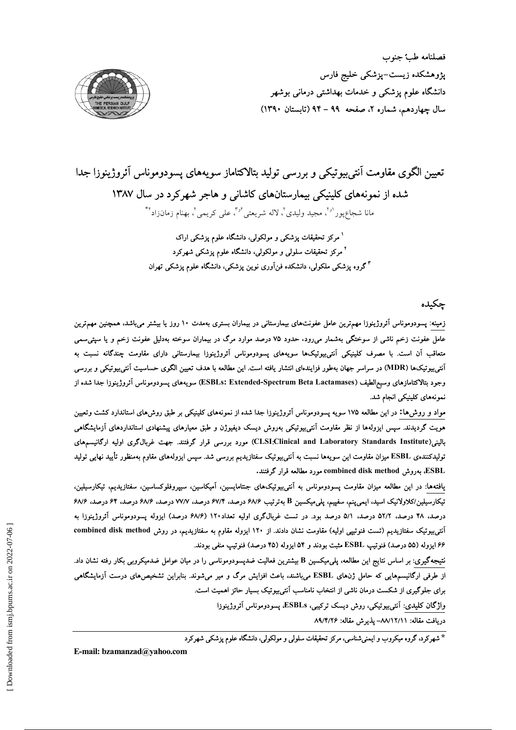فصلنامه طبّ جنوب

پژوهشکده زیست-پزشکی خلیج فارس

دانشگاه علوم پزشکی و خدمات بهداشتی درمانی بوشهر

سال چهاردهم، شماره ۲، صفحه ۹۹ - ۹۴ (تابستان ۱۳۹۰)

# تعیین الگوی مقاومت آنتی‌بیوتیکی و بررسی تولید بتالاکتاماز سویه‌های پسودوموناس آئروژینوزا جدا شده از نمونه‌های کلینیکی بیمارستان‌های کاشانی و هاجر شهرکرد در سال ۱۳۸۷

مانا شجاع‌پور[۱و۲]، مجید ولیدی[۲]، لاله شریعتی[۲و۳]، علی کریمی[۲]، بهنام زمان‌زاد[۲*]

[۱] مرکز تحقیقات پزشکی و مولکولی، دانشگاه علوم پزشکی اراک

[۲] مرکز تحقیقات سلولی و مولکولی، دانشگاه علوم پزشکی شهرکرد

[۳] گروه پزشکی ملکولی، دانشکده فن‌آوری نوین پزشکی، دانشگاه علوم پزشکی تهران

## چکیده

**زمینه:** پسودوموناس آئروژینوزا مهم‌ترین عامل عفونت‌های بیمارستانی در بیماران بستری به‌مدت ۱۰ روز یا بیشتر می‌باشد، همچنین مهم‌ترین عامل عفونت زخم ناشی از سوختگی به‌شمار می‌رود. حدود ۷۵ درصد موارد مرگ در بیماران سوخته به‌دلیل عفونت زخم و یا سپتی‌سمی متعاقب آن است. با مصرف کلینیکی آنتی‌بیوتیک‌ها سویه‌های پسودوموناس آئروژینوزا بیمارستانی دارای مقاومت چندگانه نسبت به آنتی‌بیوتیک‌ها (MDR) در سراسر جهان به‌طور فزاینده‌ای انتشار یافته است. این مطالعه با هدف تعیین الگوی حساسیت آنتی‌بیوتیکی و بررسی وجود بتالاکتامازهای وسیع‌الطیف (ESBLs: Extended-Spectrum Beta Lactamases) سویه‌های پسودوموناس آئروژینوزا جدا شده از نمونه‌های کلینیکی انجام شد.

**مواد و روش‌ها:** در این مطالعه ۱۷۵ سویه پسودوموناس آئروژینوزا جدا شده از نمونه‌های کلینیکی بر طبق روش‌های استاندارد کشت وتعیین هویت گردیدند. سپس ایزوله‌ها از نظر مقاومت آنتی‌بیوتیکی به‌روش دیسک دیفیوژن و طبق معیارهای پیشنهادی استانداردهای آزمایشگاهی بالینی(CLSI;Clinical and Laboratory Standards Institute) مورد بررسی قرار گرفتند. جهت غربال‌گری اولیه ارگانیسم‌های تولیدکننده‌ی ESBL میزان مقاومت این سویه‌ها نسبت به آنتی‌بیوتیک سفتازیدیم بررسی شد. سپس ایزوله‌های مقاوم به‌منظور تأیید نهایی تولید ESBL، به‌روش combined disk method مورد مطالعه قرار گرفتند.

**یافته‌ها:** در این مطالعه میزان مقاومت پسودوموناس به آنتی‌بیوتیک‌های جنتامایسین، آمیکاسین، سیپروفلوکساسین، سفتازیدیم، تیکارسیلین، تیکارسیلین/کلاولانیک اسید، ایمی‌پنم، سفپیم، پلی‌میکسین B به‌ترتیب ۶۸/۶ درصد، ۶۷/۴ درصد، ۷۷/۷ درصد، ۶۸/۶ درصد، ۶۴ درصد، ۶۸/۶ درصد، ۴۸ درصد، ۵۲/۲ درصد، ۵/۱ درصد بود. در تست غربال‌گری اولیه تعداد۱۲۰ (۶۸/۶ درصد) ایزوله پسودوموناس آئروژینوزا به آنتی‌بیوتیک سفتازیدیم (تست فنوتیپی اولیه) مقاومت نشان دادند. از ۱۲۰ ایزوله مقاوم به سفتازیدیم، در روش combined disk method ۶۶ ایزوله (۵۵ درصد) فنوتیپ ESBL مثبت بودند و ۵۴ ایزوله (۴۵ درصد) فنوتیپ منفی بودند.

**نتیجه‌گیری:** بر اساس نتایج این مطالعه، پلی‌میکسین B بیشترین فعالیت ضدپسودوموناسی را در میان عوامل ضدمیکروبی بکار رفته نشان داد. از طرفی ارگانیسم‌هایی که حامل ژن‌های ESBL می‌باشند، باعث افزایش مرگ و میر می‌شوند. بنابراین تشخیص‌های درست آزمایشگاهی برای جلوگیری از شکست درمان ناشی از انتخاب نامناسب آنتی‌بیوتیک بسیار حائز اهمیت است.

**واژگان کلیدی:** آنتی‌بیوتیکی، روش دیسک ترکیبی، ESBLs، پسودوموناس آئروژینوزا

دریافت مقاله: ۸۸/۱۲/۱۱- پذیرش مقاله: ۸۹/۴/۲۶

\* شهرکرد، گروه میکروب و ایمنی‌شناسی، مرکز تحقیقات سلولی و مولکولی، دانشگاه علوم پزشکی شهرکرد

E-mail: bzamanzad@yahoo.com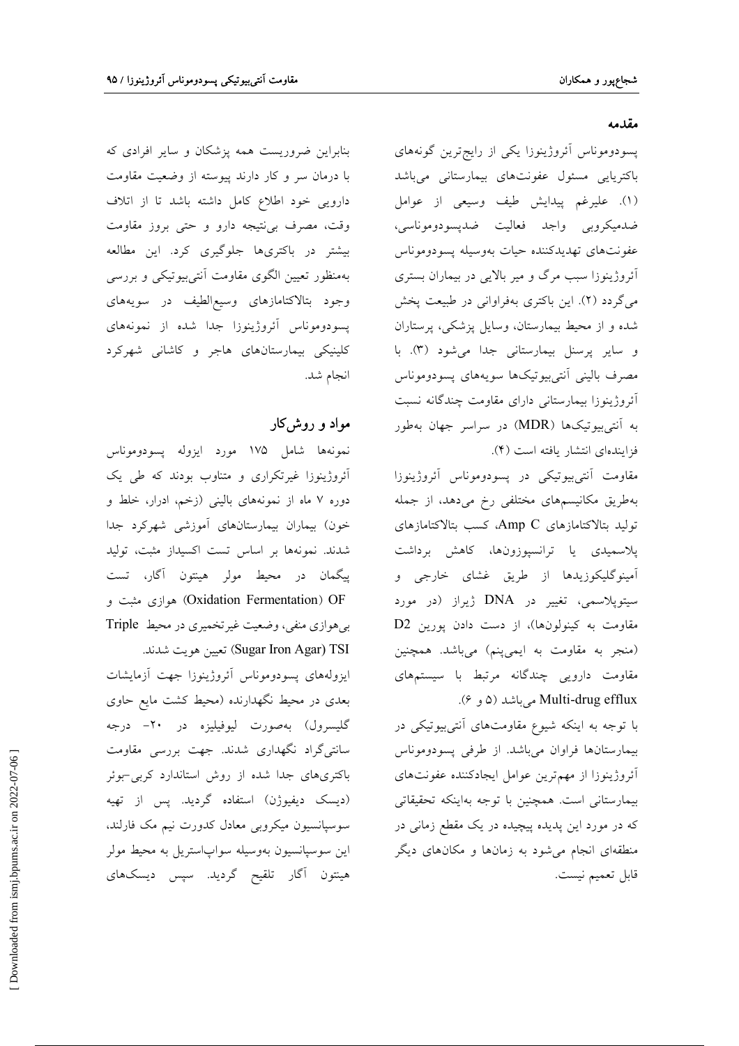## مقدمه

پسودوموناس آئروژینوزا یکی از رایج‌ترین گونه‌های باکتریایی مسئول عفونت‌های بیمارستانی می‌باشد (۱). علیرغم پیدایش طیف وسیعی از عوامل ضدمیکروبی واجد فعالیت ضدپسودوموناسی، عفونت‌های تهدیدکننده حیات به‌وسیله پسودوموناس آئروژینوزا سبب مرگ و میر بالایی در بیماران بستری می‌گردد (۲). این باکتری به‌فراوانی در طبیعت پخش شده و از محیط بیمارستان، وسایل پزشکی، پرستاران و سایر پرسنل بیمارستانی جدا می‌شود (۳). با مصرف بالینی آنتی‌بیوتیک‌ها سویه‌های پسودوموناس آئروژینوزا بیمارستانی دارای مقاومت چندگانه نسبت به آنتی‌بیوتیک‌ها (MDR) در سراسر جهان به‌طور فزاینده‌ای انتشار یافته است (۴).

مقاومت آنتی‌بیوتیکی در پسودوموناس آئروژینوزا به‌طریق مکانیسم‌های مختلفی رخ می‌دهد، از جمله تولید بتالاکتامازهای Amp C، کسب بتالاکتامازهای پلاسمیدی یا ترانسپوزون‌ها، کاهش برداشت آمینوگلیکوزیدها از طریق غشای خارجی و سیتوپلاسمی، تغییر در DNA ژیراز (در مورد مقاومت به کینولون‌ها)، از دست دادن پورین D2 (منجر به مقاومت به ایمی‌پنم) می‌باشد. همچنین مقاومت دارویی چندگانه مرتبط با سیستم‌های Multi-drug efflux می‌باشد (۵ و ۶).

با توجه به اینکه شیوع مقاومت‌های آنتی‌بیوتیکی در بیمارستان‌ها فراوان می‌باشد. از طرفی پسودوموناس آئروژینوزا از مهم‌ترین عوامل ایجادکننده عفونت‌های بیمارستانی است. همچنین با توجه به‌اینکه تحقیقاتی که در مورد این پدیده پیچیده در یک مقطع زمانی در منطقه‌ای انجام می‌شود به زمان‌ها و مکان‌های دیگر قابل تعمیم نیست.

بنابراین ضروریست همه پزشکان و سایر افرادی که با درمان سر و کار دارند پیوسته از وضعیت مقاومت دارویی خود اطلاع کامل داشته باشد تا از اتلاف وقت، مصرف بی‌نتیجه دارو و حتی بروز مقاومت بیشتر در باکتری‌ها جلوگیری کرد. این مطالعه به‌منظور تعیین الگوی مقاومت آنتی‌بیوتیکی و بررسی وجود بتالاکتامازهای وسیع‌الطیف در سویه‌های پسودوموناس آئروژینوزا جدا شده از نمونه‌های کلینیکی بیمارستان‌های هاجر و کاشانی شهرکرد انجام شد.

## مواد و روش‌کار

نمونه‌ها شامل ۱۷۵ مورد ایزوله پسودوموناس آئروژینوزا غیرتکراری و متناوب بودند که طی یک دوره ۷ ماه از نمونه‌های بالینی (زخم، ادرار، خلط و خون) بیماران بیمارستان‌های آموزشی شهرکرد جدا شدند. نمونه‌ها بر اساس تست اکسیداز مثبت، تولید پیگمان در محیط مولر هینتون آگار، تست OF (Oxidation Fermentation) هوازی مثبت و بی‌هوازی منفی، وضعیت غیرتخمیری در محیط Triple Sugar Iron Agar) TSI) تعیین هویت شدند.

ایزوله‌های پسودوموناس آئروژینوزا جهت آزمایشات بعدی در محیط نگهدارنده (محیط کشت مایع حاوی گلیسرول) به‌صورت لیوفیلیزه در ۲۰- درجه سانتی‌گراد نگهداری شدند. جهت بررسی مقاومت باکتری‌های جدا شده از روش استاندارد کربی-بوئر (دیسک دیفیوژن) استفاده گردید. پس از تهیه سوسپانسیون میکروبی معادل کدورت نیم مک فارلند، این سوسپانسیون به‌وسیله سواپ‌استریل به محیط مولر هینتون آگار تلقیح گردید. سپس دیسک‌های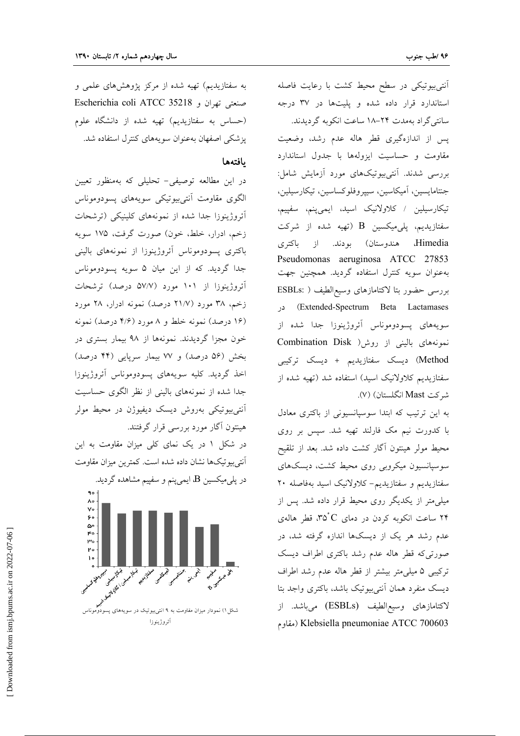آنتی‌بیوتیکی در سطح محیط کشت با رعایت فاصله استاندارد قرار داده شده و پلیت‌ها در ۳۷ درجه سانتی‌گراد به‌مدت ۲۴-۱۸ ساعت انکوبه گردیدند.

پس از اندازه‌گیری قطر هاله عدم رشد، وضعیت مقاومت و حساسیت ایزوله‌ها با جدول استاندارد بررسی شدند. آنتی‌بیوتیک‌های مورد آزمایش شامل: جنتامایسین، آمیکاسین، سیپروفلوکساسین، تیکارسیلین، تیکارسیلین / کلاولانیک اسید، ایمی‌پنم، سفپیم، سفتازیدیم، پلی‌میکسین B (تهیه شده از شرکت Himedia، هندوستان) بودند. از باکتری Pseudomonas aeruginosa ATCC 27853 به‌عنوان سویه کنترل استفاده گردید. همچنین جهت بررسی حضور بتا لاکتامازهای وسیع‌الطیف (ESBLs: Extended-Spectrum Beta Lactamases) در سویه‌های پسودوموناس آئروژینوزا جدا شده از نمونه‌های بالینی از روش (Combination Disk Method) دیسک سفتازیدیم + دیسک ترکیبی سفتازیدیم کلاولانیک اسید) استفاده شد (تهیه شده از شرکت Mast انگلستان) (۷).

به این ترتیب که ابتدا سوسپانسیونی از باکتری معادل با کدورت نیم مک فارلند تهیه شد. سپس بر روی محیط مولر هینتون آگار کشت داده شد. بعد از تلقیح سوسپانسیون میکروبی روی محیط کشت، دیسک‌های سفتازیدیم و سفتازیدیم- کلاولانیک اسید به‌فاصله ۲۰ میلی‌متر از یکدیگر روی محیط قرار داده شد. پس از ۲۴ ساعت انکوبه کردن در دمای $35^{\circ}C$، قطر هاله‌ی عدم رشد هر یک از دیسک‌ها اندازه گرفته شد، در صورتی‌که قطر هاله عدم رشد باکتری اطراف دیسک ترکیبی ۵ میلی‌متر بیشتر از قطر هاله عدم رشد اطراف دیسک منفرد همان آنتی‌بیوتیک باشد، باکتری واجد بتا لاکتامازهای وسیع‌الطیف (ESBLs) می‌باشد. از Klebsiella pneumoniae ATCC 700603 (مقاوم به سفتازیدیم) تهیه شده از مرکز پژوهش‌های علمی و صنعتی تهران و Escherichia coli ATCC 35218 (حساس به سفتازیدیم) تهیه شده از دانشگاه علوم پزشکی اصفهان به‌عنوان سویه‌های کنترل استفاده شد.

## یافته‌ها

در این مطالعه توصیفی- تحلیلی که به‌منظور تعیین الگوی مقاومت آنتی‌بیوتیکی سویه‌های پسودوموناس آئروژینوزا جدا شده از نمونه‌های کلینیکی (ترشحات زخم، ادرار، خلط، خون) صورت گرفت، ۱۷۵ سویه باکتری پسودوموناس آئروژینوزا از نمونه‌های بالینی جدا گردید. که از این میان ۵ سویه پسودوموناس آئروژینوزا از ۱۰۱ مورد (۵۷/۷ درصد) ترشحات زخم، ۳۸ مورد (۲۱/۷ درصد) نمونه ادرار، ۲۸ مورد (۱۶ درصد) نمونه خلط و ۸ مورد (۴/۶ درصد) نمونه خون مجزا گردیدند. نمونه‌ها از ۹۸ بیمار بستری در بخش (۵۶ درصد) و ۷۷ بیمار سرپایی (۴۴ درصد) اخذ گردید. کلیه سویه‌های پسودوموناس آئروژینوزا جدا شده از نمونه‌های بالینی از نظر الگوی حساسیت آنتی‌بیوتیکی به‌روش دیسک دیفیوژن در محیط مولر هینتون آگار مورد بررسی قرار گرفتند.

در شکل ۱ در یک نمای کلی میزان مقاومت به این آنتی‌بیوتیک‌ها نشان داده شده است. کمترین میزان مقاومت در پلی‌میکسین B، ایمی‌پنم و سفپیم مشاهده گردید.

شکل۱) نمودار میزان مقاومت به ۹ آنتی‌بیوتیک در سویه‌های پسودوموناس آئروژینوزا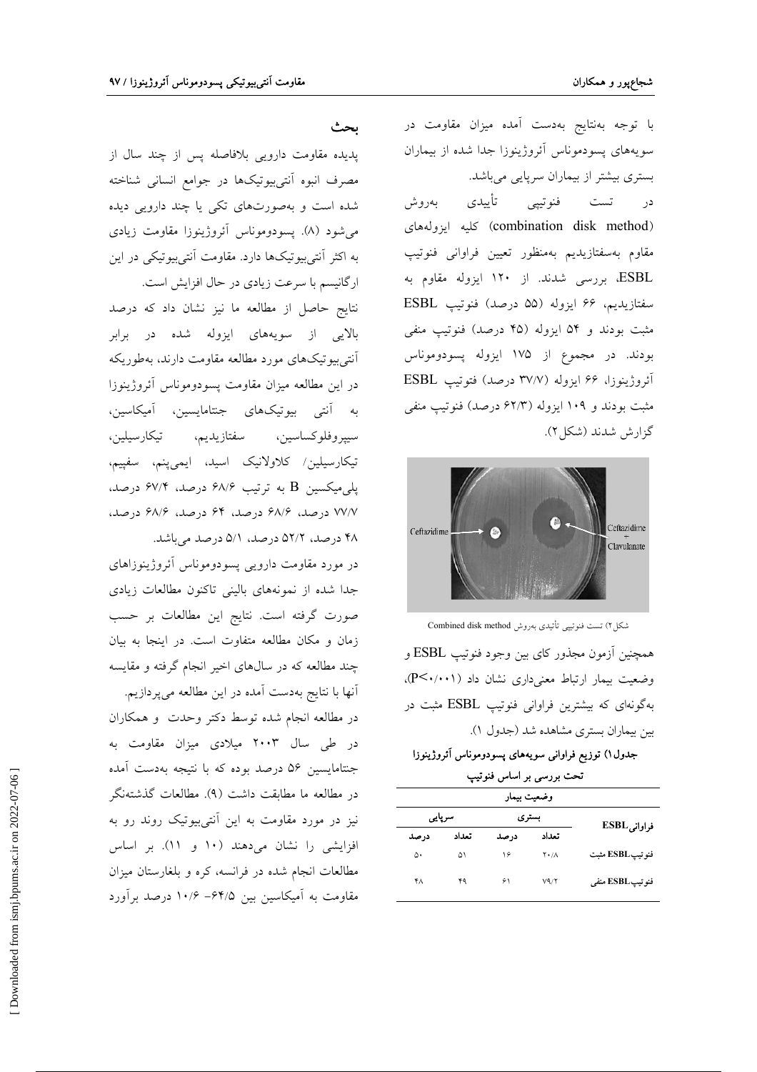با توجه به‌نتایج به‌دست آمده میزان مقاومت در سویه‌های پسودوموناس آئروژینوزا جدا شده از بیماران بستری بیشتر از بیماران سرپایی می‌باشد.

در تست فنوتیپی تأییدی به‌روش (combination disk method) کلیه ایزوله‌های مقاوم به‌سفتازیدیم به‌منظور تعیین فراوانی فنوتیپ ESBL، بررسی شدند. از ۱۲۰ ایزوله مقاوم به سفتازیدیم، ۶۶ ایزوله (۵۵ درصد) فنوتیپ ESBL مثبت بودند و ۵۴ ایزوله (۴۵ درصد) فنوتیپ منفی بودند. در مجموع از ۱۷۵ ایزوله پسودوموناس آئروژینوزا، ۶۶ ایزوله (۳۷/۷ درصد) فنوتیپ ESBL مثبت بودند و ۱۰۹ ایزوله (۶۲/۳ درصد) فنوتیپ منفی گزارش شدند (شکل۲).

شکل۲) تست فنوتیپی تأییدی به‌روش Combined disk method

همچنین آزمون مجذور کای بین وجود فنوتیپ ESBL و وضعیت بیمار ارتباط معنی‌داری نشان داد ($P<0/001$)، به‌گونه‌ای که بیشترین فراوانی فنوتیپ ESBL مثبت در بین بیماران بستری مشاهده شد (جدول ۱).

**جدول۱) توزیع فراوانی سویه‌های پسودوموناس آئروژینوزا تحت بررسی بر اساس فنوتیپ**

| فراوانی ESBL | وضعیت بیمار | | | |
|---|---|---|---|---|
| | بستری | | سرپایی | |
| | تعداد | درصد | تعداد | درصد |
| فنوتیپ ESBL مثبت | ۲۰/۸ | ۱۶ | ۵۱ | ۵۰ |
| فنوتیپ ESBL منفی | ۷۹/۲ | ۶۱ | ۴۹ | ۴۸ |

## بحث

پدیده مقاومت دارویی بلافاصله پس از چند سال از مصرف انبوه آنتی‌بیوتیک‌ها در جوامع انسانی شناخته شده است و به‌صورت‌های تکی یا چند دارویی دیده می‌شود (۸). پسودوموناس آئروژینوزا مقاومت زیادی به اکثر آنتی‌بیوتیک‌ها دارد. مقاومت آنتی‌بیوتیکی در این ارگانیسم با سرعت زیادی در حال افزایش است.

نتایج حاصل از مطالعه ما نیز نشان داد که درصد بالایی از سویه‌های ایزوله شده در برابر آنتی‌بیوتیک‌های مورد مطالعه مقاومت دارند، به‌طوریکه در این مطالعه میزان مقاومت پسودوموناس آئروژینوزا به آنتی بیوتیک‌های جنتامایسین، آمیکاسین، سیپروفلوکساسین، سفتازیدیم، تیکارسیلین، تیکارسیلین/ کلاولانیک اسید، ایمی‌پنم، سفپیم، پلی‌میکسین B به ترتیب ۶۸/۶ درصد، ۶۷/۴ درصد، ۷۷/۷ درصد، ۶۸/۶ درصد، ۶۴ درصد، ۶۸/۶ درصد، ۴۸ درصد، ۵۲/۲ درصد، ۵/۱ درصد می‌باشد.

در مورد مقاومت دارویی پسودوموناس آئروژینوزاهای جدا شده از نمونه‌های بالینی تاکنون مطالعات زیادی صورت گرفته است. نتایج این مطالعات بر حسب زمان و مکان مطالعه متفاوت است. در اینجا به بیان چند مطالعه که در سال‌های اخیر انجام گرفته و مقایسه آنها با نتایج به‌دست آمده در این مطالعه می‌پردازیم.

در مطالعه انجام شده توسط دکتر وحدت و همکاران در طی سال ۲۰۰۳ میلادی میزان مقاومت به جنتامایسین ۵۶ درصد بوده که با نتیجه به‌دست آمده در مطالعه ما مطابقت داشت (۹). مطالعات گذشته‌نگر نیز در مورد مقاومت به این آنتی‌بیوتیک روند رو به افزایشی را نشان می‌دهند (۱۰ و ۱۱). بر اساس مطالعات انجام شده در فرانسه، کره و بلغارستان میزان مقاومت به آمیکاسین بین ۶۴/۵- ۱۰/۶ درصد برآورد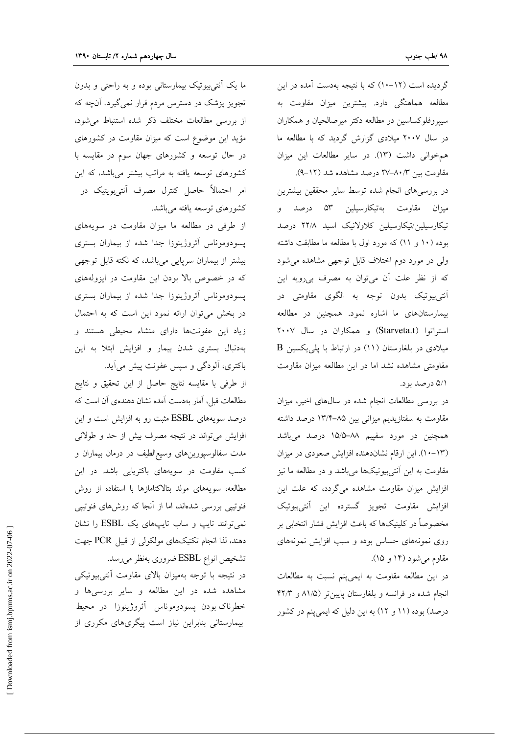گردیده است (۱۲-۱۰) که با نتیجه به‌دست آمده در این مطالعه هماهنگی دارد. بیشترین میزان مقاومت به سیپروفلوکساسین در مطالعه دکتر میرصالحیان و همکاران در سال ۲۰۰۷ میلادی گزارش گردید که با مطالعه ما هم‌خوانی داشت (۱۳). در سایر مطالعات این میزان مقاومت بین ۸۰/۳-۲۷ درصد مشاهده شد (۱۲-۹).

در بررسی‌های انجام شده توسط سایر محققین بیشترین میزان مقاومت به‌تیکارسیلین ۵۳ درصد و تیکارسیلین/تیکارسیلین کلاولانیک اسید ۲۲/۸ درصد بوده (۱۰ و ۱۱) که مورد اول با مطالعه ما مطابقت داشته ولی در مورد دوم اختلاف قابل توجهی مشاهده می‌شود که از نظر علت آن می‌توان به مصرف بی‌رویه این آنتی‌بیوتیک بدون توجه به الگوی مقاومتی در بیمارستان‌های ما اشاره نمود. همچنین در مطالعه استراتوا (Starveta.t) و همکاران در سال ۲۰۰۷ میلادی در بلغارستان (۱۱) در ارتباط با پلی‌یکسین B مقاومتی مشاهده نشد اما در این مطالعه میزان مقاومت ۵/۱ درصد بود.

در بررسی مطالعات انجام شده در سال‌های اخیر، میزان مقاومت به سفتازیدیم میزانی بین ۸۵-۱۳/۴ درصد داشته همچنین در مورد سفپیم ۸۸-۱۵/۵ درصد می‌باشد (۱۳-۱۰). این ارقام نشان‌دهنده افزایش صعودی در میزان مقاومت به این آنتی‌بیوتیک‌ها می‌باشد و در مطالعه ما نیز افزایش میزان مقاومت مشاهده می‌گردد، که علت این افزایش مقاومت تجویز گسترده این آنتی‌بیوتیک مخصوصاً در کلینیک‌ها که باعث افزایش فشار انتخابی بر روی نمونه‌های حساس بوده و سبب افزایش نمونه‌های مقاوم می‌شود (۱۴ و ۱۵).

در این مطالعه مقاومت به ایمی‌پنم نسبت به مطالعات انجام شده در فرانسه و بلغارستان پایین‌تر (۸۱/۵ و ۴۲/۳ درصد) بوده (۱۱ و ۱۲) به این دلیل که ایمی‌پنم در کشور ما یک آنتی‌بیوتیک بیمارستانی بوده و به راحتی و بدون تجویز پزشک در دسترس مردم قرار نمی‌گیرد. آن‌چه که از بررسی مطالعات مختلف ذکر شده استنباط می‌شود، مؤید این موضوع است که میزان مقاومت در کشورهای در حال توسعه و کشورهای جهان سوم در مقایسه با کشورهای توسعه یافته به مراتب بیشتر می‌باشد، که این امر احتمالاً حاصل کنترل مصرف آنتی‌بویتیک در کشورهای توسعه یافته می‌باشد.

از طرفی در مطالعه ما میزان مقاومت در سویه‌های پسودوموناس آئروژینوزا جدا شده از بیماران بستری بیشتر از بیماران سرپایی می‌باشد، که نکته قابل توجهی که در خصوص بالا بودن این مقاومت در ایزوله‌های پسودوموناس آئروژینوزا جدا شده از بیماران بستری در بخش می‌توان ارائه نمود این است که به احتمال زیاد این عفونت‌ها دارای منشاء محیطی هستند و به‌دنبال بستری شدن بیمار و افزایش ابتلا به این باکتری، آلودگی و سپس عفونت پیش می‌آید.

از طرفی با مقایسه نتایج حاصل از این تحقیق و نتایج مطالعات قبل، آمار به‌دست آمده نشان دهنده‌ی آن است که درصد سویه‌های ESBL مثبت رو به افزایش است و این افزایش می‌تواند در نتیجه مصرف بیش از حد و طولانی مدت سفالوسپورین‌های وسیع‌الطیف در درمان بیماران و کسب مقاومت در سویه‌های باکتریایی باشد. در این مطالعه، سویه‌های مولد بتالاکتامازها با استفاده از روش فنوتیپی بررسی شده‌اند، اما از آنجا که روش‌های فنوتیپی نمی‌توانند تایپ و ساب تایپ‌های یک ESBL را نشان دهند، لذا انجام تکنیک‌های مولکولی از قبیل PCR جهت تشخیص انواع ESBL ضروری به‌نظر می‌رسد.

در نتیجه با توجه به‌میزان بالای مقاومت آنتی‌بیوتیکی مشاهده شده در این مطالعه و سایر بررسی‌ها و خطرناک بودن پسودوموناس آئروژینوزا در محیط بیمارستانی بنابراین نیاز است پیگری‌های مکرری از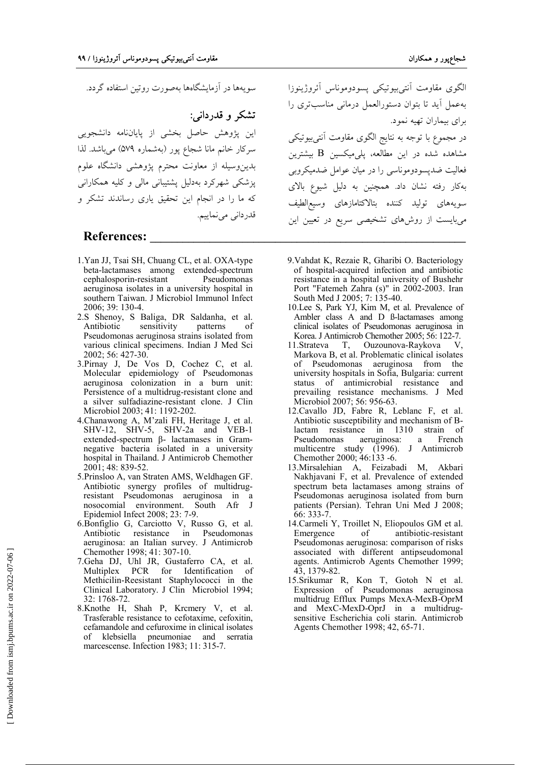الگوی مقاومت آنتی‌بیوتیکی پسودوموناس آئروژینوزا به‌عمل آید تا بتوان دستورالعمل درمانی مناسب‌تری را برای بیماران تهیه نمود.

در مجموع با توجه به نتایج الگوی مقاومت آنتی‌بیوتیکی مشاهده شده در این مطالعه، پلی‌میکسین B بیشترین فعالیت ضدپسودوموناسی را در میان عوامل ضدمیکروبی به‌کار رفته نشان داد. همچنین به دلیل شیوع بالای سویه‌های تولید کننده بتالاکتامازهای وسیع‌الطیف می‌بایست از روش‌های تشخیصی سریع در تعیین این سویه‌ها در آزمایشگاه‌ها به‌صورت روتین استفاده گردد.

## تشکر و قدردانی:

این پژوهش حاصل بخشی از پایان‌نامه دانشجویی سرکار خانم مانا شجاع پور (به‌شماره ۵۷۹) می‌باشد. لذا بدین‌وسیله از معاونت محترم پژوهشی دانشگاه علوم پزشکی شهرکرد به‌دلیل پشتیبانی مالی و کلیه همکارانی که ما را در انجام این تحقیق یاری رساندند تشکر و قدردانی می‌نماییم.

## References:

1. Yan JJ, Tsai SH, Chuang CL, et al. OXA-type beta-lactamases among extended-spectrum cephalosporin-resistant Pseudomonas aeruginosa isolates in a university hospital in southern Taiwan. J Microbiol Immunol Infect 2006; 39: 130-4.
2. S Shenoy, S Baliga, DR Saldanha, et al. Antibiotic sensitivity patterns of Pseudomonas aeruginosa strains isolated from various clinical specimens. Indian J Med Sci 2002; 56: 427-30.
3. Pirnay J, De Vos D, Cochez C, et al. Molecular epidemiology of Pseudomonas aeruginosa colonization in a burn unit: Persistence of a multidrug-resistant clone and a silver sulfadiazine-resistant clone. J Clin Microbiol 2003; 41: 1192-202.
4. Chanawong A, M'zali FH, Heritage J, et al. SHV-12, SHV-5, SHV-2a and VEB-1 extended-spectrum β- lactamases in Gram-negative bacteria isolated in a university hospital in Thailand. J Antimicrob Chemother 2001; 48: 839-52.
5. Prinsloo A, van Straten AMS, Weldhagen GF. Antibiotic synergy profiles of multidrug-resistant Pseudomonas aeruginosa in a nosocomial environment. South Afr J Epidemiol Infect 2008; 23: 7-9.
6. Bonfiglio G, Carciotto V, Russo G, et al. Antibiotic resistance in Pseudomonas aeruginosa: an Italian survey. J Antimicrob Chemother 1998; 41: 307-10.
7. Geha DJ, Uhl JR, Gustaferro CA, et al. Multiplex PCR for Identification of Methicilin-Reesistant Staphylococci in the Clinical Laboratory. J Clin Microbiol 1994; 32: 1768-72.
8. Knothe H, Shah P, Krcmery V, et al. Trasferable resistance to cefotaxime, cefoxitin, cefamandole and cefuroxime in clinical isolates of klebsiella pneumoniae and serratia marcescense. Infection 1983; 11: 315-7.
9. Vahdat K, Rezaie R, Gharibi O. Bacteriology of hospital-acquired infection and antibiotic resistance in a hospital university of Bushehr Port "Fatemeh Zahra (s)" in 2002-2003. Iran South Med J 2005; 7: 135-40.
10. Lee S, Park YJ, Kim M, et al. Prevalence of Ambler class A and D ß-lactamases among clinical isolates of Pseudomonas aeruginosa in Korea. J Antimicrob Chemother 2005; 56: 122-7.
11. Strateva T, Ouzounova-Raykova V, Markova B, et al. Problematic clinical isolates of Pseudomonas aeruginosa from the university hospitals in Sofia, Bulgaria: current status of antimicrobial resistance and prevailing resistance mechanisms. J Med Microbiol 2007; 56: 956-63.
12. Cavallo JD, Fabre R, Leblanc F, et al. Antibiotic susceptibility and mechanism of B-lactam resistance in 1310 strain of Pseudomonas aeruginosa: a French multicentre study (1996). J Antimicrob Chemother 2000; 46:133 -6.
13. Mirsalehian A, Feizabadi M, Akbari Nakhjavani F, et al. Prevalence of extended spectrum beta lactamases among strains of Pseudomonas aeruginosa isolated from burn patients (Persian). Tehran Uni Med J 2008; 66: 333-7.
14. Carmeli Y, Troillet N, Eliopoulos GM et al. Emergence of antibiotic-resistant Pseudomonas aeruginosa: comparison of risks associated with different antipseudomonal agents. Antimicrob Agents Chemother 1999; 43, 1379-82.
15. Srikumar R, Kon T, Gotoh N et al. Expression of Pseudomonas aeruginosa multidrug Efflux Pumps MexA-MexB-OprM and MexC-MexD-OprJ in a multidrug-sensitive Escherichia coli starin. Antimicrob Agents Chemother 1998; 42, 65-71.